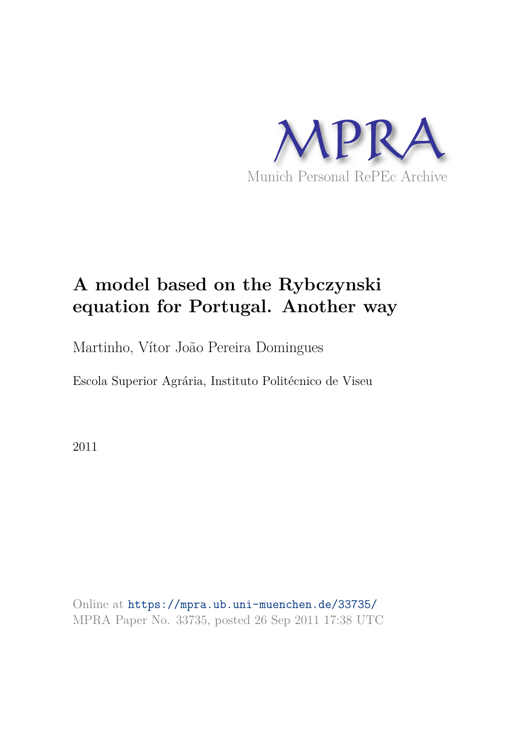# A model based on the Rybczynski equation for Portugal. Another way

Martinho, Vítor João Pereira Domingues

Escola Superior Agrária, Instituto Politécnico de Viseu

2011

Online at https://mpra.ub.uni-muenchen.de/33735/
MPRA Paper No. 33735, posted 26 Sep 2011 17:38 UTC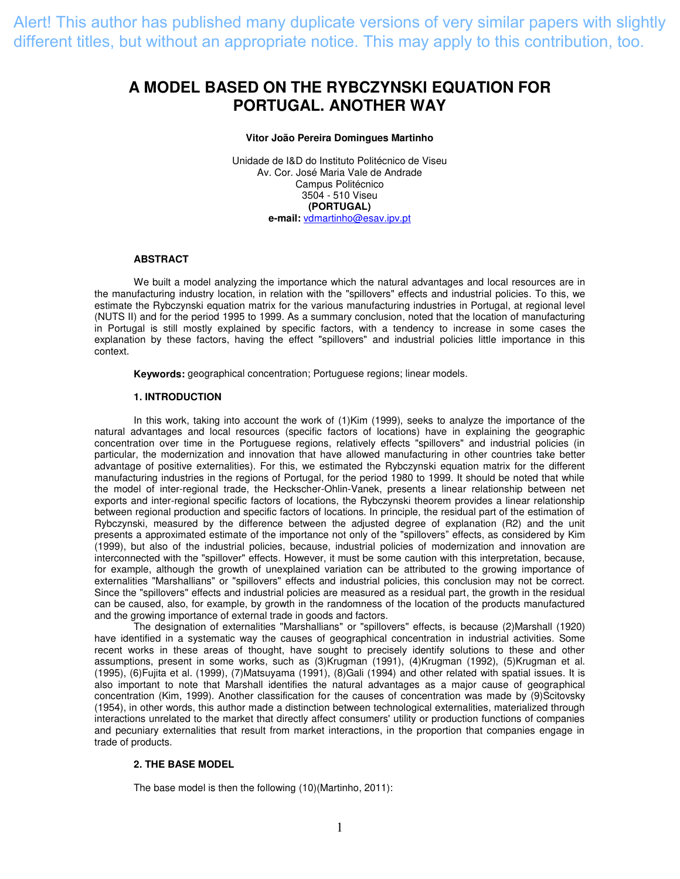Alert! This author has published many duplicate versions of very similar papers with slightly different titles, but without an appropriate notice. This may apply to this contribution, too.

# A MODEL BASED ON THE RYBCZYNSKI EQUATION FOR PORTUGAL. ANOTHER WAY

**Vitor João Pereira Domingues Martinho**

Unidade de I&D do Instituto Politécnico de Viseu
Av. Cor. José Maria Vale de Andrade
Campus Politécnico
3504 - 510 Viseu
**(PORTUGAL)**
**e-mail:** vdmartinho@esav.ipv.pt

## ABSTRACT

We built a model analyzing the importance which the natural advantages and local resources are in the manufacturing industry location, in relation with the "spillovers" effects and industrial policies. To this, we estimate the Rybczynski equation matrix for the various manufacturing industries in Portugal, at regional level (NUTS II) and for the period 1995 to 1999. As a summary conclusion, noted that the location of manufacturing in Portugal is still mostly explained by specific factors, with a tendency to increase in some cases the explanation by these factors, having the effect "spillovers" and industrial policies little importance in this context.

**Keywords:** geographical concentration; Portuguese regions; linear models.

## 1. INTRODUCTION

In this work, taking into account the work of (1)Kim (1999), seeks to analyze the importance of the natural advantages and local resources (specific factors of locations) have in explaining the geographic concentration over time in the Portuguese regions, relatively effects "spillovers" and industrial policies (in particular, the modernization and innovation that have allowed manufacturing in other countries take better advantage of positive externalities). For this, we estimated the Rybczynski equation matrix for the different manufacturing industries in the regions of Portugal, for the period 1980 to 1999. It should be noted that while the model of inter-regional trade, the Heckscher-Ohlin-Vanek, presents a linear relationship between net exports and inter-regional specific factors of locations, the Rybczynski theorem provides a linear relationship between regional production and specific factors of locations. In principle, the residual part of the estimation of Rybczynski, measured by the difference between the adjusted degree of explanation (R2) and the unit presents a approximated estimate of the importance not only of the "spillovers" effects, as considered by Kim (1999), but also of the industrial policies, because, industrial policies of modernization and innovation are interconnected with the "spillover" effects. However, it must be some caution with this interpretation, because, for example, although the growth of unexplained variation can be attributed to the growing importance of externalities "Marshallians" or "spillovers" effects and industrial policies, this conclusion may not be correct. Since the "spillovers" effects and industrial policies are measured as a residual part, the growth in the residual can be caused, also, for example, by growth in the randomness of the location of the products manufactured and the growing importance of external trade in goods and factors.

The designation of externalities "Marshallians" or "spillovers" effects, is because (2)Marshall (1920) have identified in a systematic way the causes of geographical concentration in industrial activities. Some recent works in these areas of thought, have sought to precisely identify solutions to these and other assumptions, present in some works, such as (3)Krugman (1991), (4)Krugman (1992), (5)Krugman et al. (1995), (6)Fujita et al. (1999), (7)Matsuyama (1991), (8)Gali (1994) and other related with spatial issues. It is also important to note that Marshall identifies the natural advantages as a major cause of geographical concentration (Kim, 1999). Another classification for the causes of concentration was made by (9)Scitovsky (1954), in other words, this author made a distinction between technological externalities, materialized through interactions unrelated to the market that directly affect consumers' utility or production functions of companies and pecuniary externalities that result from market interactions, in the proportion that companies engage in trade of products.

## 2. THE BASE MODEL

The base model is then the following (10)(Martinho, 2011):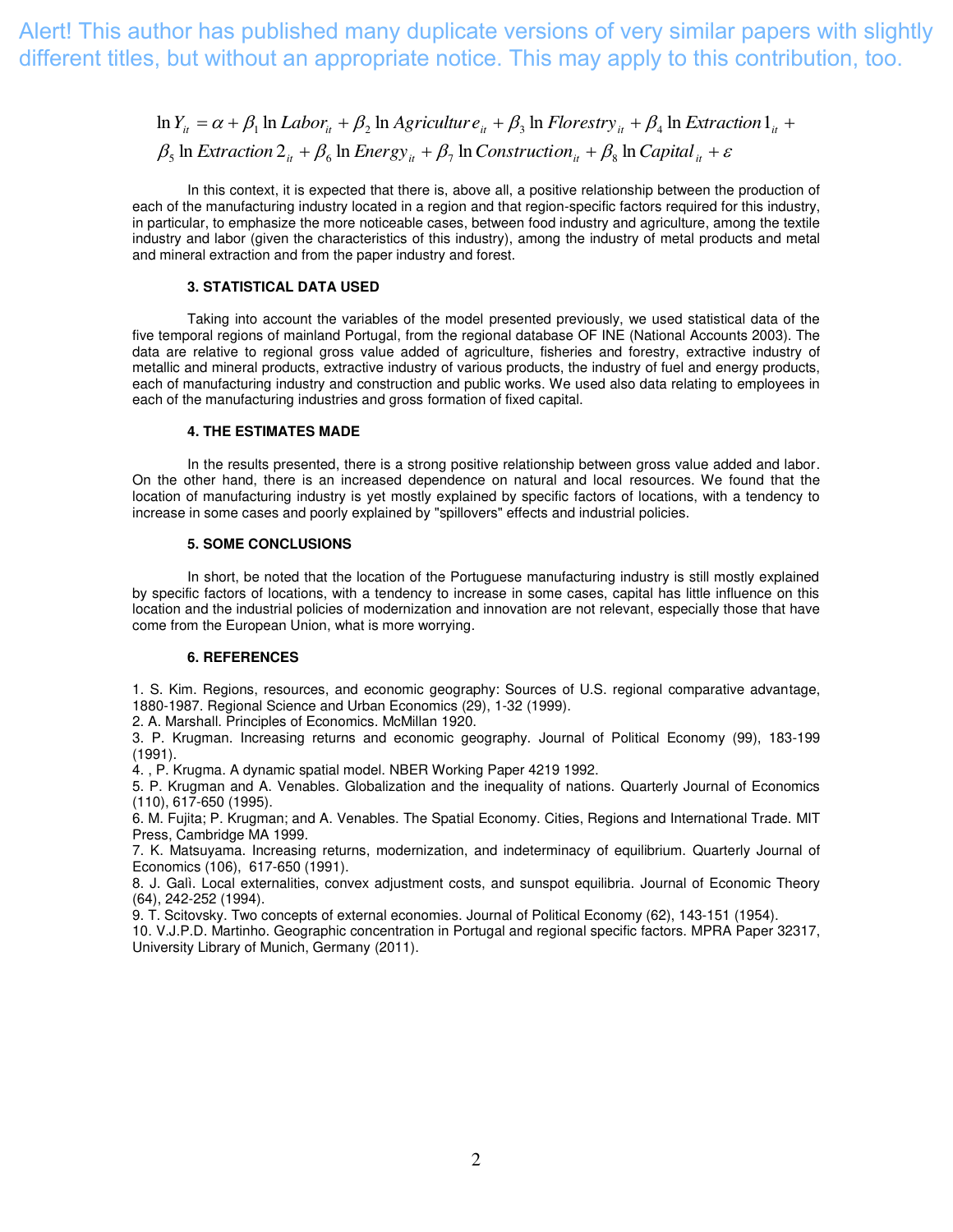Alert! This author has published many duplicate versions of very similar papers with slightly different titles, but without an appropriate notice. This may apply to this contribution, too.

$$\ln Y_{it} = \alpha + \beta_1 \ln Labor_{it} + \beta_2 \ln Agriculture_{it} + \beta_3 \ln Florestry_{it} + \beta_4 \ln Extraction1_{it} + \beta_5 \ln Extraction2_{it} + \beta_6 \ln Energy_{it} + \beta_7 \ln Construction_{it} + \beta_8 \ln Capital_{it} + \varepsilon$$

In this context, it is expected that there is, above all, a positive relationship between the production of each of the manufacturing industry located in a region and that region-specific factors required for this industry, in particular, to emphasize the more noticeable cases, between food industry and agriculture, among the textile industry and labor (given the characteristics of this industry), among the industry of metal products and metal and mineral extraction and from the paper industry and forest.

**3. STATISTICAL DATA USED**

Taking into account the variables of the model presented previously, we used statistical data of the five temporal regions of mainland Portugal, from the regional database OF INE (National Accounts 2003). The data are relative to regional gross value added of agriculture, fisheries and forestry, extractive industry of metallic and mineral products, extractive industry of various products, the industry of fuel and energy products, each of manufacturing industry and construction and public works. We used also data relating to employees in each of the manufacturing industries and gross formation of fixed capital.

**4. THE ESTIMATES MADE**

In the results presented, there is a strong positive relationship between gross value added and labor. On the other hand, there is an increased dependence on natural and local resources. We found that the location of manufacturing industry is yet mostly explained by specific factors of locations, with a tendency to increase in some cases and poorly explained by "spillovers" effects and industrial policies.

**5. SOME CONCLUSIONS**

In short, be noted that the location of the Portuguese manufacturing industry is still mostly explained by specific factors of locations, with a tendency to increase in some cases, capital has little influence on this location and the industrial policies of modernization and innovation are not relevant, especially those that have come from the European Union, what is more worrying.

**6. REFERENCES**

1. S. Kim. Regions, resources, and economic geography: Sources of U.S. regional comparative advantage, 1880-1987. Regional Science and Urban Economics (29), 1-32 (1999).
2. A. Marshall. Principles of Economics. McMillan 1920.
3. P. Krugman. Increasing returns and economic geography. Journal of Political Economy (99), 183-199 (1991).
4. , P. Krugma. A dynamic spatial model. NBER Working Paper 4219 1992.
5. P. Krugman and A. Venables. Globalization and the inequality of nations. Quarterly Journal of Economics (110), 617-650 (1995).
6. M. Fujita; P. Krugman; and A. Venables. The Spatial Economy. Cities, Regions and International Trade. MIT Press, Cambridge MA 1999.
7. K. Matsuyama. Increasing returns, modernization, and indeterminacy of equilibrium. Quarterly Journal of Economics (106), 617-650 (1991).
8. J. Galì. Local externalities, convex adjustment costs, and sunspot equilibria. Journal of Economic Theory (64), 242-252 (1994).
9. T. Scitovsky. Two concepts of external economies. Journal of Political Economy (62), 143-151 (1954).
10. V.J.P.D. Martinho. Geographic concentration in Portugal and regional specific factors. MPRA Paper 32317, University Library of Munich, Germany (2011).